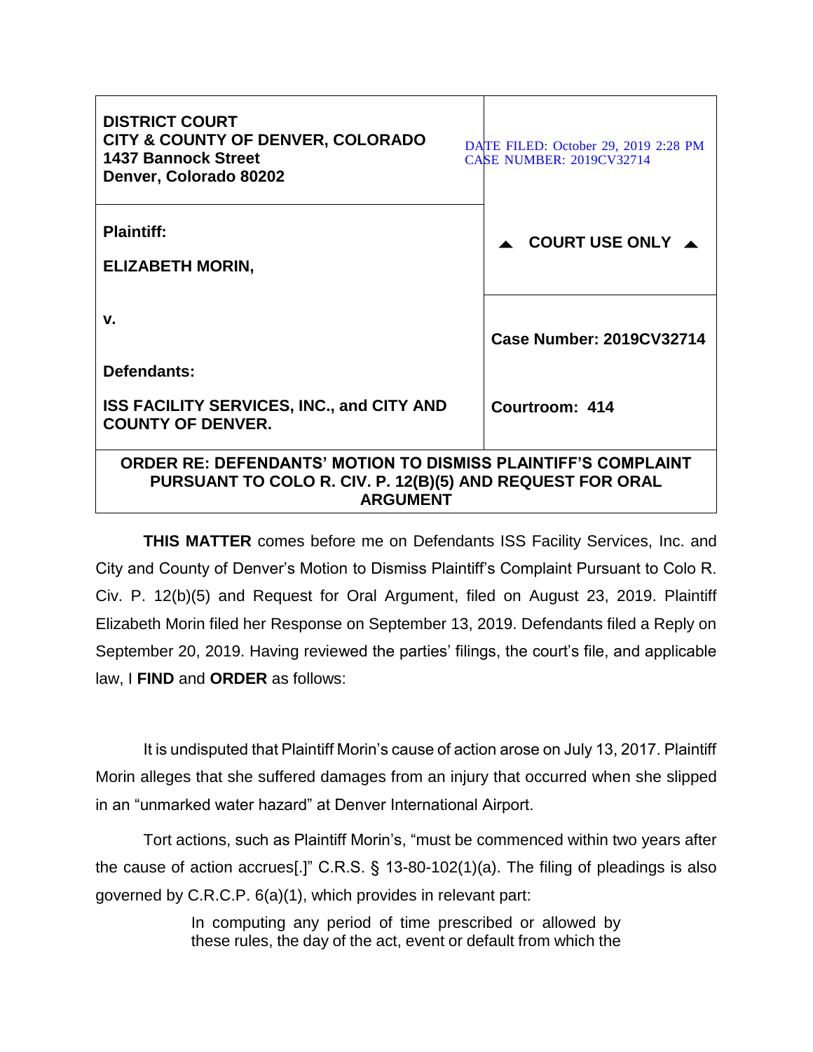| DISTRICT COURT<br>CITY & COUNTY OF DENVER, COLORADO<br>1437 Bannock Street<br>Denver, Colorado 80202 | DATE FILED: October 29, 2019 2:28 PM<br>CASE NUMBER: 2019CV32714 |
|---|---|
| **Plaintiff:**<br><br>**ELIZABETH MORIN,**<br><br>**v.**<br><br>**Defendants:**<br><br>**ISS FACILITY SERVICES, INC., and CITY AND COUNTY OF DENVER.** | ▲ **COURT USE ONLY** ▲<br><br>**Case Number: 2019CV32714**<br><br>**Courtroom: 414** |

**ORDER RE: DEFENDANTS' MOTION TO DISMISS PLAINTIFF'S COMPLAINT PURSUANT TO COLO R. CIV. P. 12(B)(5) AND REQUEST FOR ORAL ARGUMENT**

**THIS MATTER** comes before me on Defendants ISS Facility Services, Inc. and City and County of Denver's Motion to Dismiss Plaintiff's Complaint Pursuant to Colo R. Civ. P. 12(b)(5) and Request for Oral Argument, filed on August 23, 2019. Plaintiff Elizabeth Morin filed her Response on September 13, 2019. Defendants filed a Reply on September 20, 2019. Having reviewed the parties' filings, the court's file, and applicable law, I **FIND** and **ORDER** as follows:

It is undisputed that Plaintiff Morin's cause of action arose on July 13, 2017. Plaintiff Morin alleges that she suffered damages from an injury that occurred when she slipped in an "unmarked water hazard" at Denver International Airport.

Tort actions, such as Plaintiff Morin's, "must be commenced within two years after the cause of action accrues[.]" C.R.S. § 13-80-102(1)(a). The filing of pleadings is also governed by C.R.C.P. 6(a)(1), which provides in relevant part:

> In computing any period of time prescribed or allowed by these rules, the day of the act, event or default from which the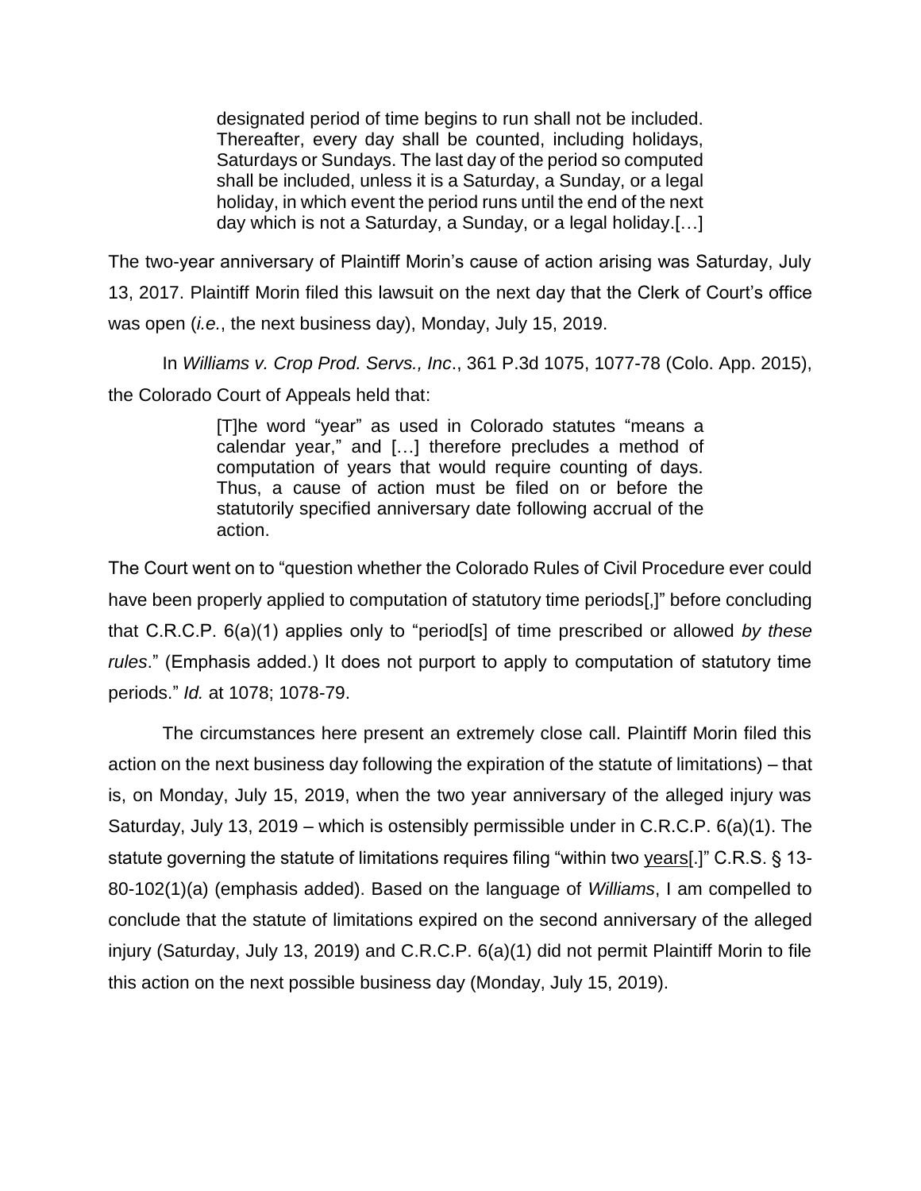> designated period of time begins to run shall not be included. Thereafter, every day shall be counted, including holidays, Saturdays or Sundays. The last day of the period so computed shall be included, unless it is a Saturday, a Sunday, or a legal holiday, in which event the period runs until the end of the next day which is not a Saturday, a Sunday, or a legal holiday.[…]

The two-year anniversary of Plaintiff Morin's cause of action arising was Saturday, July 13, 2017. Plaintiff Morin filed this lawsuit on the next day that the Clerk of Court's office was open (*i.e.*, the next business day), Monday, July 15, 2019.

In *Williams v. Crop Prod. Servs., Inc*., 361 P.3d 1075, 1077-78 (Colo. App. 2015), the Colorado Court of Appeals held that:

> [T]he word "year" as used in Colorado statutes "means a calendar year," and […] therefore precludes a method of computation of years that would require counting of days. Thus, a cause of action must be filed on or before the statutorily specified anniversary date following accrual of the action.

The Court went on to "question whether the Colorado Rules of Civil Procedure ever could have been properly applied to computation of statutory time periods[,]" before concluding that C.R.C.P. 6(a)(1) applies only to "period[s] of time prescribed or allowed *by these rules*." (Emphasis added.) It does not purport to apply to computation of statutory time periods." *Id.* at 1078; 1078-79.

The circumstances here present an extremely close call. Plaintiff Morin filed this action on the next business day following the expiration of the statute of limitations) – that is, on Monday, July 15, 2019, when the two year anniversary of the alleged injury was Saturday, July 13, 2019 – which is ostensibly permissible under in C.R.C.P. 6(a)(1). The statute governing the statute of limitations requires filing "within two <u>years</u>[.]" C.R.S. § 13-80-102(1)(a) (emphasis added). Based on the language of *Williams*, I am compelled to conclude that the statute of limitations expired on the second anniversary of the alleged injury (Saturday, July 13, 2019) and C.R.C.P. 6(a)(1) did not permit Plaintiff Morin to file this action on the next possible business day (Monday, July 15, 2019).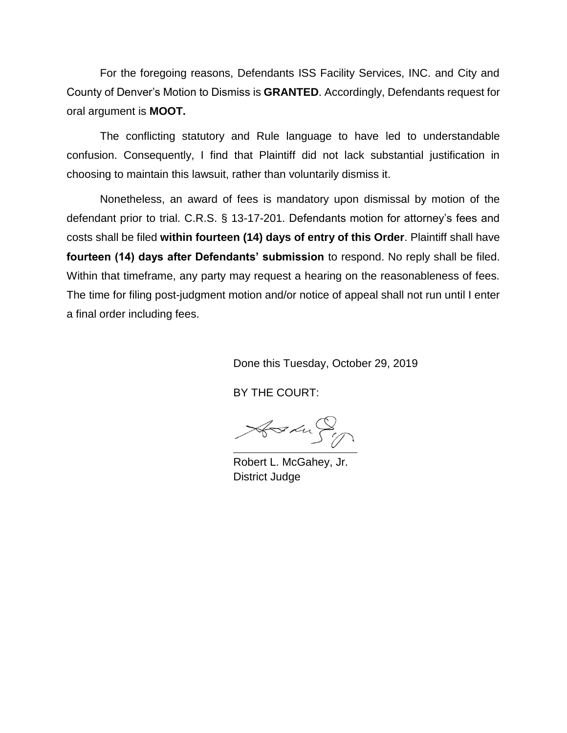For the foregoing reasons, Defendants ISS Facility Services, INC. and City and County of Denver's Motion to Dismiss is **GRANTED**. Accordingly, Defendants request for oral argument is **MOOT.**

The conflicting statutory and Rule language to have led to understandable confusion. Consequently, I find that Plaintiff did not lack substantial justification in choosing to maintain this lawsuit, rather than voluntarily dismiss it.

Nonetheless, an award of fees is mandatory upon dismissal by motion of the defendant prior to trial. C.R.S. § 13-17-201. Defendants motion for attorney's fees and costs shall be filed **within fourteen (14) days of entry of this Order**. Plaintiff shall have **fourteen (14) days after Defendants' submission** to respond. No reply shall be filed. Within that timeframe, any party may request a hearing on the reasonableness of fees. The time for filing post-judgment motion and/or notice of appeal shall not run until I enter a final order including fees.

Done this Tuesday, October 29, 2019

BY THE COURT:

Robert L. McGahey, Jr.
District Judge